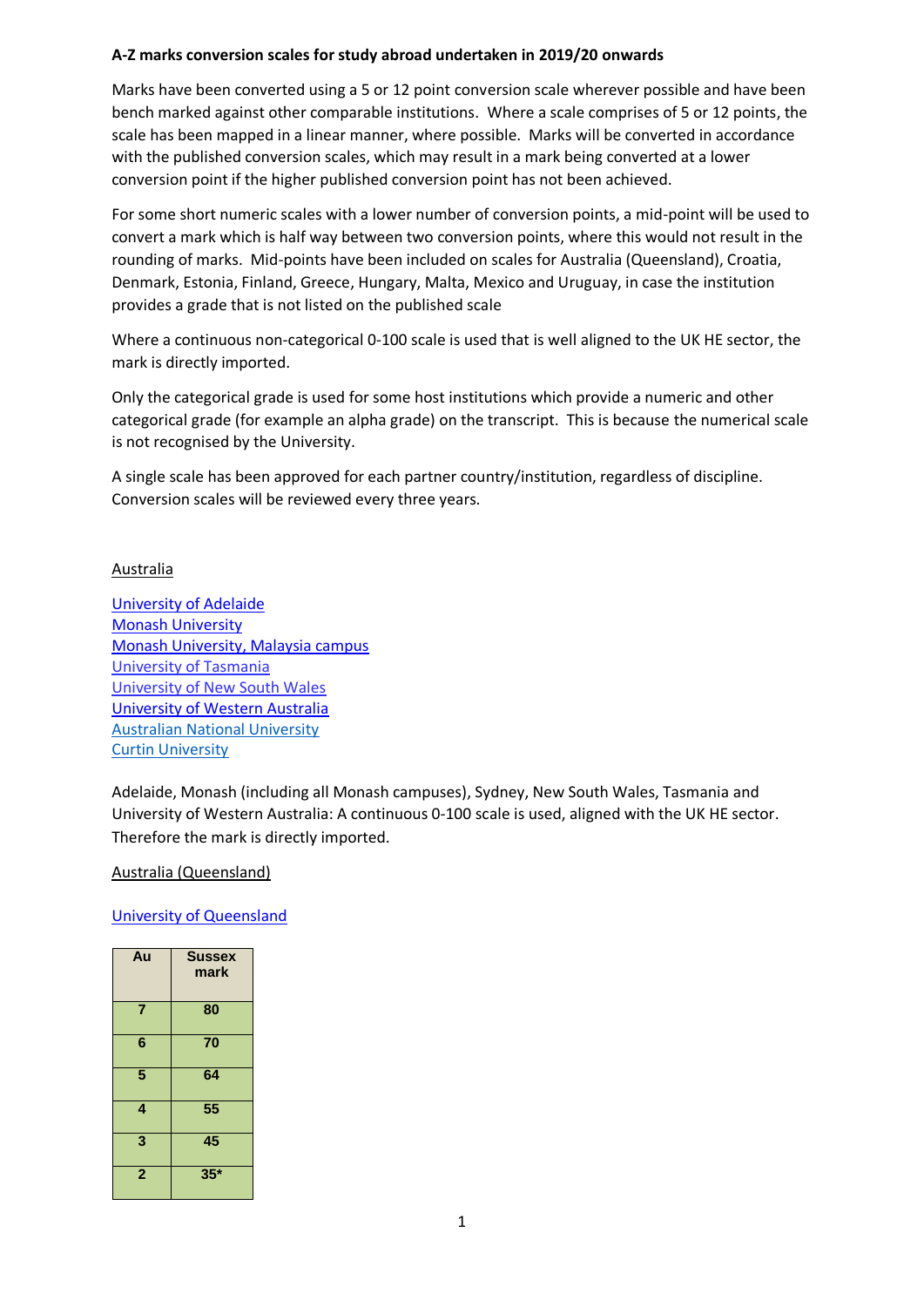**A-Z marks conversion scales for study abroad undertaken in 2019/20 onwards**

Marks have been converted using a 5 or 12 point conversion scale wherever possible and have been bench marked against other comparable institutions. Where a scale comprises of 5 or 12 points, the scale has been mapped in a linear manner, where possible. Marks will be converted in accordance with the published conversion scales, which may result in a mark being converted at a lower conversion point if the higher published conversion point has not been achieved.

For some short numeric scales with a lower number of conversion points, a mid-point will be used to convert a mark which is half way between two conversion points, where this would not result in the rounding of marks. Mid-points have been included on scales for Australia (Queensland), Croatia, Denmark, Estonia, Finland, Greece, Hungary, Malta, Mexico and Uruguay, in case the institution provides a grade that is not listed on the published scale

Where a continuous non-categorical 0-100 scale is used that is well aligned to the UK HE sector, the mark is directly imported.

Only the categorical grade is used for some host institutions which provide a numeric and other categorical grade (for example an alpha grade) on the transcript. This is because the numerical scale is not recognised by the University.

A single scale has been approved for each partner country/institution, regardless of discipline. Conversion scales will be reviewed every three years.

Australia

University of Adelaide
Monash University
Monash University, Malaysia campus
University of Tasmania
University of New South Wales
University of Western Australia
Australian National University
Curtin University

Adelaide, Monash (including all Monash campuses), Sydney, New South Wales, Tasmania and University of Western Australia: A continuous 0-100 scale is used, aligned with the UK HE sector. Therefore the mark is directly imported.

Australia (Queensland)

University of Queensland

| Au | Sussex mark |
|---|---|
| 7 | 80 |
| 6 | 70 |
| 5 | 64 |
| 4 | 55 |
| 3 | 45 |
| 2 | 35* |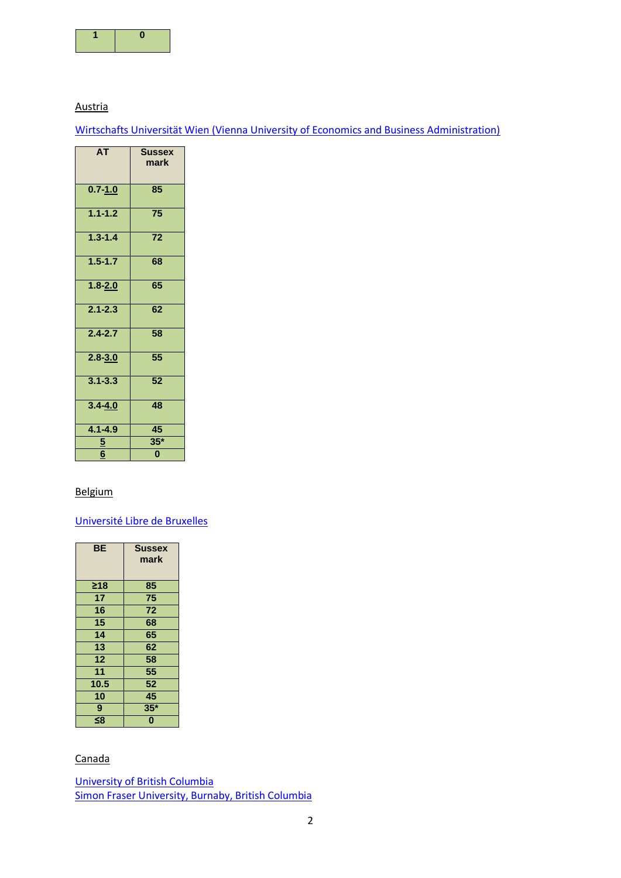| | |
|---|---|
| 1 | 0 |

Austria

Wirtschafts Universität Wien (Vienna University of Economics and Business Administration)

| AT | Sussex mark |
|---|---|
| 0.7-1.0 | 85 |
| 1.1-1.2 | 75 |
| 1.3-1.4 | 72 |
| 1.5-1.7 | 68 |
| 1.8-2.0 | 65 |
| 2.1-2.3 | 62 |
| 2.4-2.7 | 58 |
| 2.8-3.0 | 55 |
| 3.1-3.3 | 52 |
| 3.4-4.0 | 48 |
| 4.1-4.9 | 45 |
| 5 | 35* |
| 6 | 0 |

Belgium

Université Libre de Bruxelles

| BE | Sussex mark |
|---|---|
| ≥18 | 85 |
| 17 | 75 |
| 16 | 72 |
| 15 | 68 |
| 14 | 65 |
| 13 | 62 |
| 12 | 58 |
| 11 | 55 |
| 10.5 | 52 |
| 10 | 45 |
| 9 | 35* |
| ≤8 | 0 |

Canada

University of British Columbia
Simon Fraser University, Burnaby, British Columbia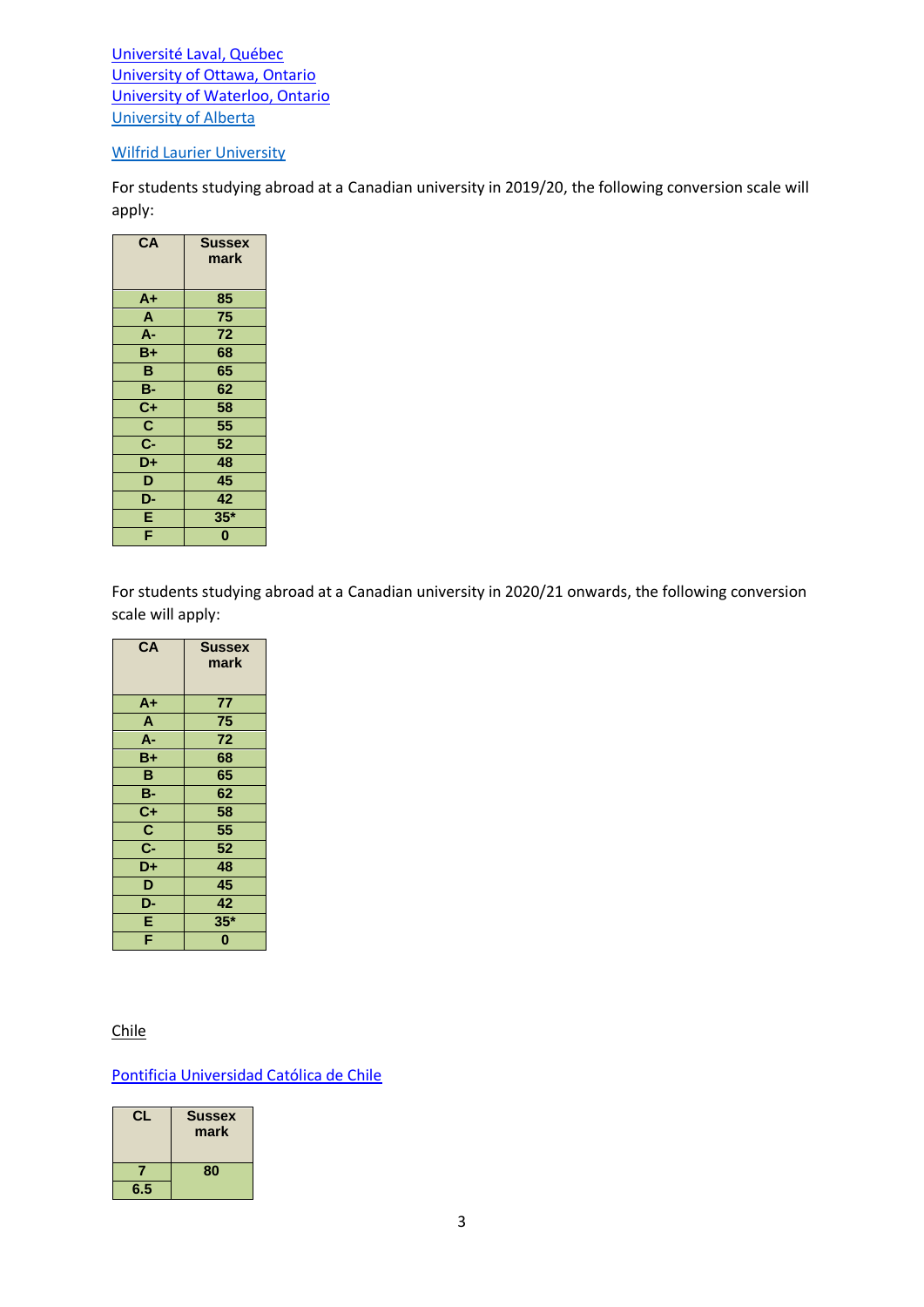Université Laval, Québec
University of Ottawa, Ontario
University of Waterloo, Ontario
University of Alberta

Wilfrid Laurier University

For students studying abroad at a Canadian university in 2019/20, the following conversion scale will apply:

| CA | Sussex mark |
|---|---|
| A+ | 85 |
| A | 75 |
| A- | 72 |
| B+ | 68 |
| B | 65 |
| B- | 62 |
| C+ | 58 |
| C | 55 |
| C- | 52 |
| D+ | 48 |
| D | 45 |
| D- | 42 |
| E | 35* |
| F | 0 |

For students studying abroad at a Canadian university in 2020/21 onwards, the following conversion scale will apply:

| CA | Sussex mark |
|---|---|
| A+ | 77 |
| A | 75 |
| A- | 72 |
| B+ | 68 |
| B | 65 |
| B- | 62 |
| C+ | 58 |
| C | 55 |
| C- | 52 |
| D+ | 48 |
| D | 45 |
| D- | 42 |
| E | 35* |
| F | 0 |

Chile

Pontificia Universidad Católica de Chile

| CL | Sussex mark |
|---|---|
| 7 | 80 |
| 6.5 | |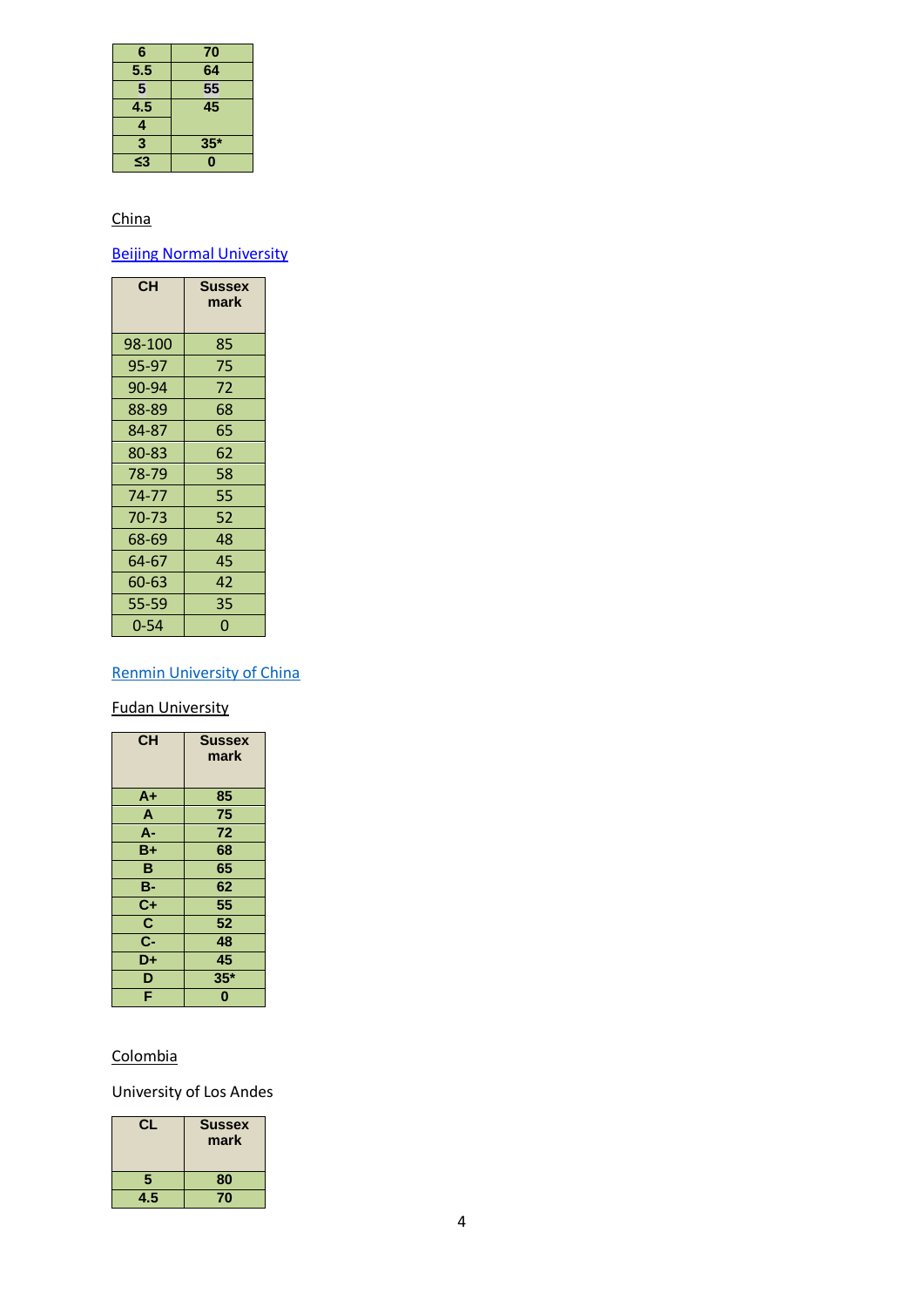| | |
|---|---|
| **6** | **70** |
| **5.5** | **64** |
| **5** | **55** |
| **4.5** | **45** |
| **4** | |
| **3** | **35*** |
| **≤3** | **0** |

China

Beijing Normal University

| CH | Sussex mark |
|---|---|
| 98-100 | 85 |
| 95-97 | 75 |
| 90-94 | 72 |
| 88-89 | 68 |
| 84-87 | 65 |
| 80-83 | 62 |
| 78-79 | 58 |
| 74-77 | 55 |
| 70-73 | 52 |
| 68-69 | 48 |
| 64-67 | 45 |
| 60-63 | 42 |
| 55-59 | 35 |
| 0-54 | 0 |

Renmin University of China

Fudan University

| CH | Sussex mark |
|---|---|
| **A+** | **85** |
| **A** | **75** |
| **A-** | **72** |
| **B+** | **68** |
| **B** | **65** |
| **B-** | **62** |
| **C+** | **55** |
| **C** | **52** |
| **C-** | **48** |
| **D+** | **45** |
| **D** | **35*** |
| **F** | **0** |

Colombia

University of Los Andes

| CL | Sussex mark |
|---|---|
| **5** | **80** |
| **4.5** | **70** |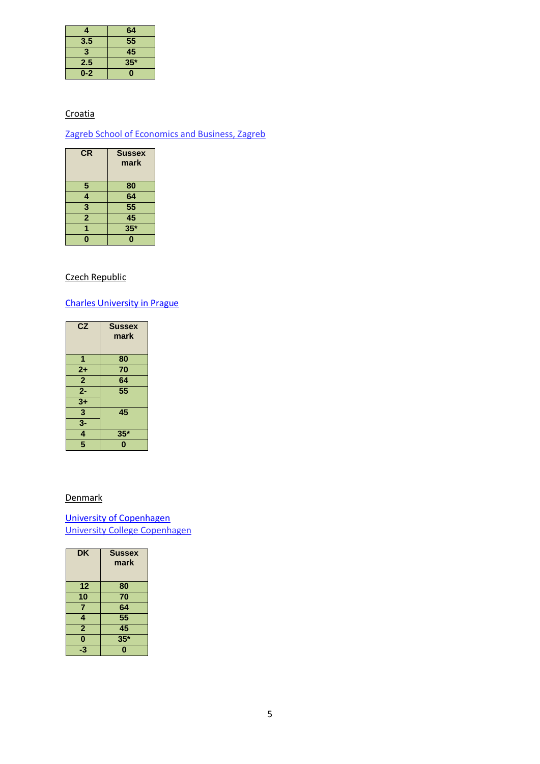| | |
|---|---|
| 4 | 64 |
| 3.5 | 55 |
| 3 | 45 |
| 2.5 | 35* |
| 0-2 | 0 |

Croatia

Zagreb School of Economics and Business, Zagreb

| CR | Sussex mark |
|---|---|
| 5 | 80 |
| 4 | 64 |
| 3 | 55 |
| 2 | 45 |
| 1 | 35* |
| 0 | 0 |

Czech Republic

Charles University in Prague

| CZ | Sussex mark |
|---|---|
| 1 | 80 |
| 2+ | 70 |
| 2 | 64 |
| 2- | 55 |
| 3+ | |
| 3 | 45 |
| 3- | |
| 4 | 35* |
| 5 | 0 |

Denmark

University of Copenhagen
University College Copenhagen

| DK | Sussex mark |
|---|---|
| 12 | 80 |
| 10 | 70 |
| 7 | 64 |
| 4 | 55 |
| 2 | 45 |
| 0 | 35* |
| -3 | 0 |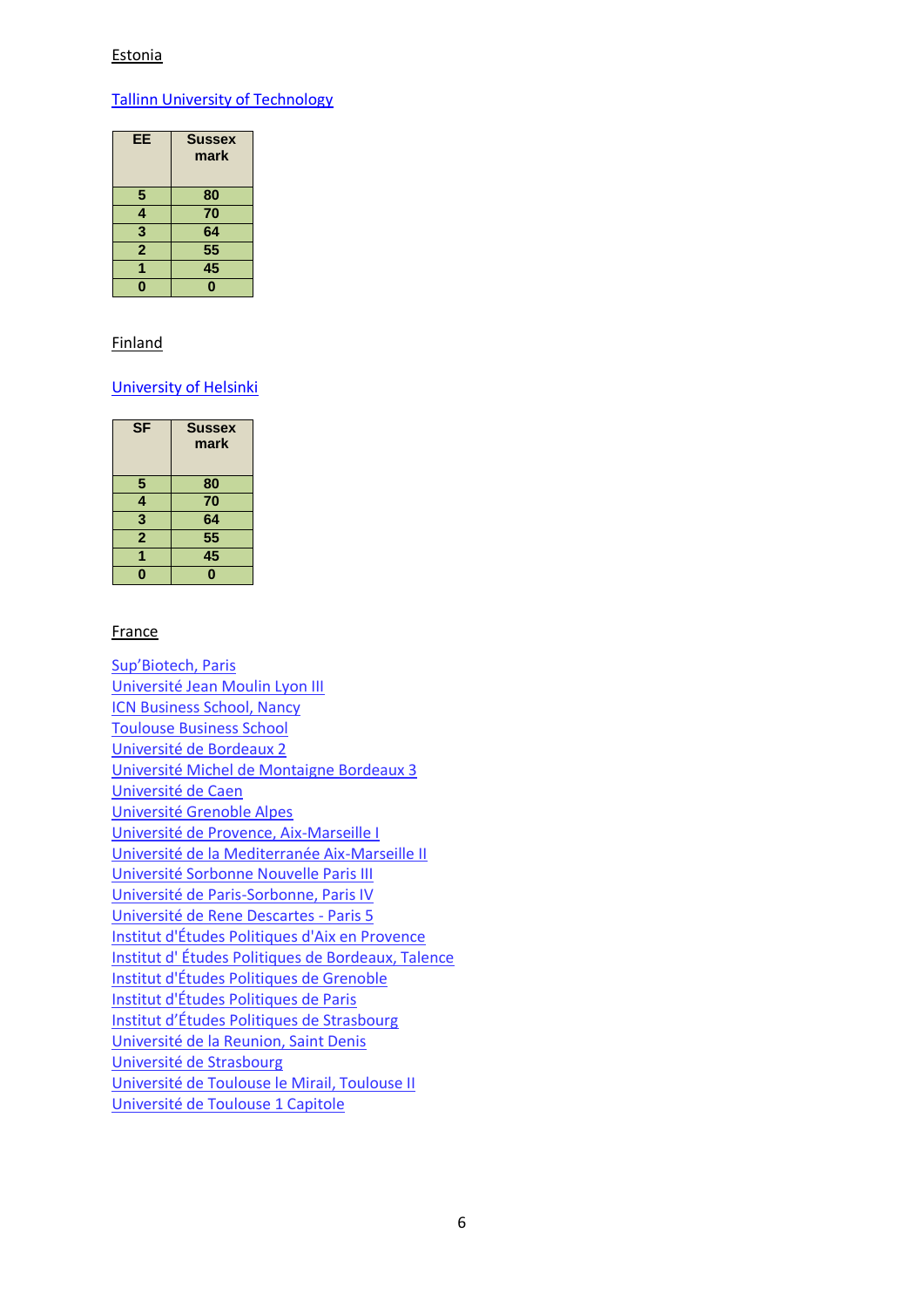Estonia

Tallinn University of Technology

| EE | Sussex mark |
|---|---|
| 5 | 80 |
| 4 | 70 |
| 3 | 64 |
| 2 | 55 |
| 1 | 45 |
| 0 | 0 |

Finland

University of Helsinki

| SF | Sussex mark |
|---|---|
| 5 | 80 |
| 4 | 70 |
| 3 | 64 |
| 2 | 55 |
| 1 | 45 |
| 0 | 0 |

France

Sup'Biotech, Paris
Université Jean Moulin Lyon III
ICN Business School, Nancy
Toulouse Business School
Université de Bordeaux 2
Université Michel de Montaigne Bordeaux 3
Université de Caen
Université Grenoble Alpes
Université de Provence, Aix-Marseille I
Université de la Mediterranée Aix-Marseille II
Université Sorbonne Nouvelle Paris III
Université de Paris-Sorbonne, Paris IV
Université de Rene Descartes - Paris 5
Institut d'Études Politiques d'Aix en Provence
Institut d' Études Politiques de Bordeaux, Talence
Institut d'Études Politiques de Grenoble
Institut d'Études Politiques de Paris
Institut d'Études Politiques de Strasbourg
Université de la Reunion, Saint Denis
Université de Strasbourg
Université de Toulouse le Mirail, Toulouse II
Université de Toulouse 1 Capitole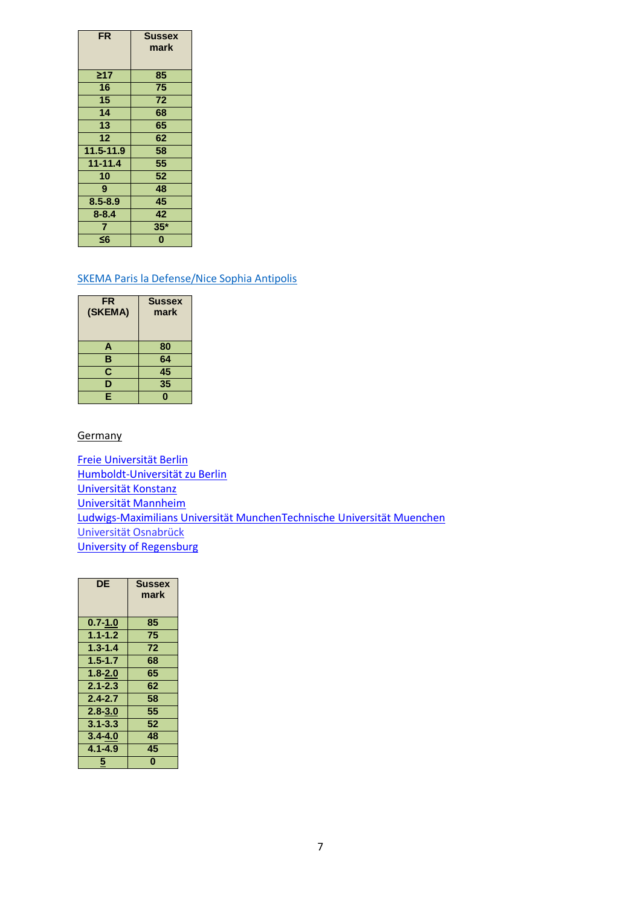| FR | Sussex mark |
|---|---|
| ≥17 | 85 |
| 16 | 75 |
| 15 | 72 |
| 14 | 68 |
| 13 | 65 |
| 12 | 62 |
| 11.5-11.9 | 58 |
| 11-11.4 | 55 |
| 10 | 52 |
| 9 | 48 |
| 8.5-8.9 | 45 |
| 8-8.4 | 42 |
| 7 | 35* |
| ≤6 | 0 |

SKEMA Paris la Defense/Nice Sophia Antipolis

| FR (SKEMA) | Sussex mark |
|---|---|
| A | 80 |
| B | 64 |
| C | 45 |
| D | 35 |
| E | 0 |

Germany

Freie Universität Berlin
Humboldt-Universität zu Berlin
Universität Konstanz
Universität Mannheim
Ludwigs-Maximilians Universität MunchenTechnische Universität Muenchen
Universität Osnabrück
University of Regensburg

| DE | Sussex mark |
|---|---|
| 0.7-1.0 | 85 |
| 1.1-1.2 | 75 |
| 1.3-1.4 | 72 |
| 1.5-1.7 | 68 |
| 1.8-2.0 | 65 |
| 2.1-2.3 | 62 |
| 2.4-2.7 | 58 |
| 2.8-3.0 | 55 |
| 3.1-3.3 | 52 |
| 3.4-4.0 | 48 |
| 4.1-4.9 | 45 |
| 5 | 0 |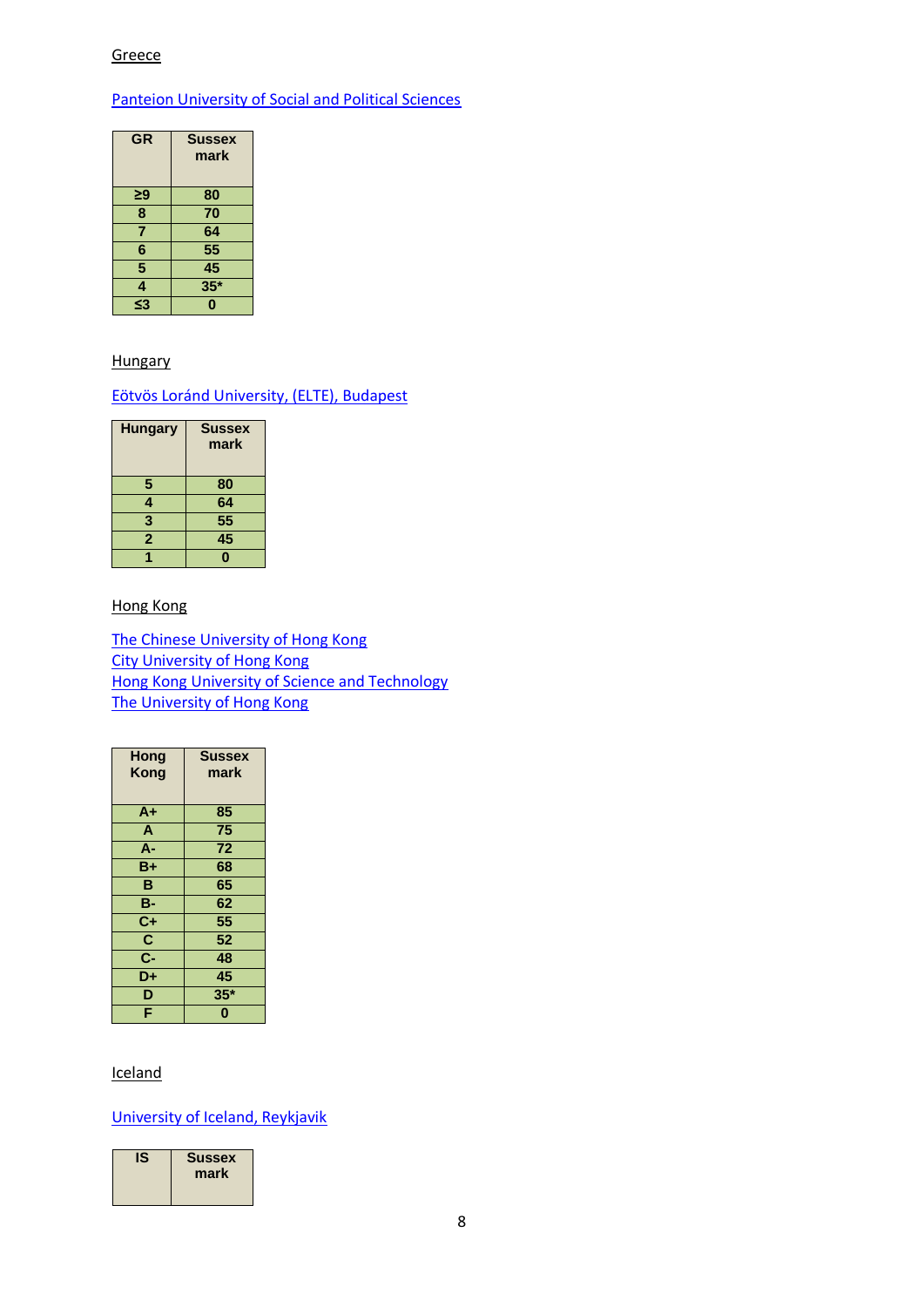Greece

Panteion University of Social and Political Sciences

| GR | Sussex mark |
|---|---|
| ≥9 | 80 |
| 8 | 70 |
| 7 | 64 |
| 6 | 55 |
| 5 | 45 |
| 4 | 35* |
| ≤3 | 0 |

Hungary

Eötvös Loránd University, (ELTE), Budapest

| Hungary | Sussex mark |
|---|---|
| 5 | 80 |
| 4 | 64 |
| 3 | 55 |
| 2 | 45 |
| 1 | 0 |

Hong Kong

The Chinese University of Hong Kong
City University of Hong Kong
Hong Kong University of Science and Technology
The University of Hong Kong

| Hong Kong | Sussex mark |
|---|---|
| A+ | 85 |
| A | 75 |
| A- | 72 |
| B+ | 68 |
| B | 65 |
| B- | 62 |
| C+ | 55 |
| C | 52 |
| C- | 48 |
| D+ | 45 |
| D | 35* |
| F | 0 |

Iceland

University of Iceland, Reykjavik

| IS | Sussex mark |
|---|---|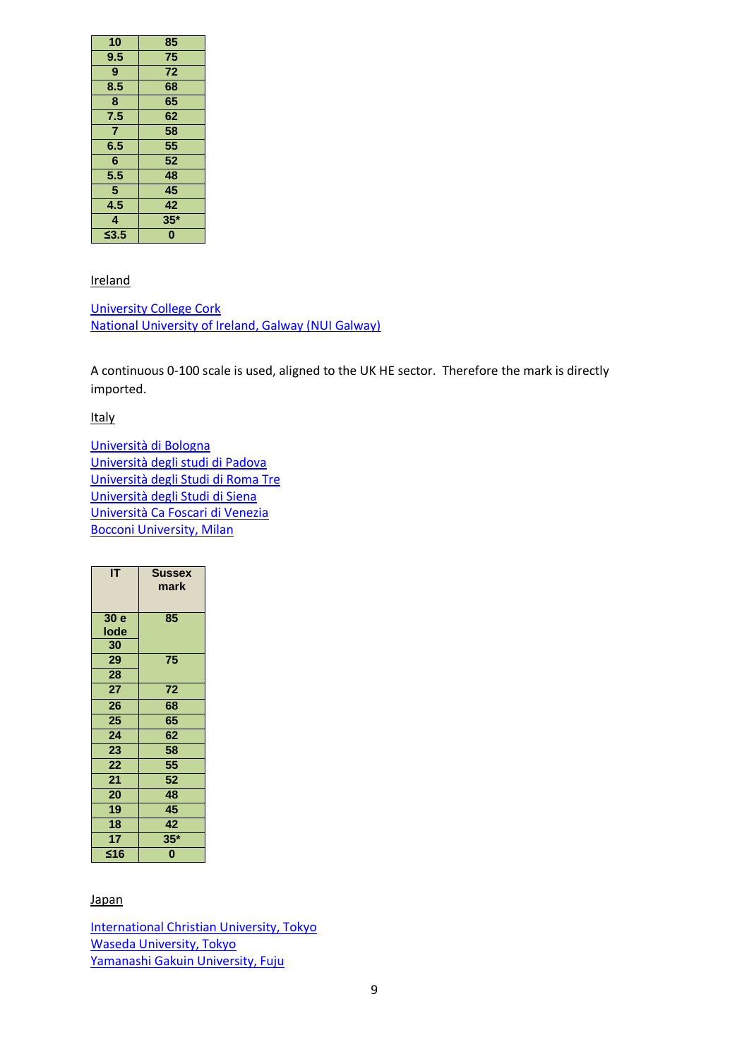| | |
|---|---|
| 10 | 85 |
| 9.5 | 75 |
| 9 | 72 |
| 8.5 | 68 |
| 8 | 65 |
| 7.5 | 62 |
| 7 | 58 |
| 6.5 | 55 |
| 6 | 52 |
| 5.5 | 48 |
| 5 | 45 |
| 4.5 | 42 |
| 4 | 35* |
| ≤3.5 | 0 |

Ireland

University College Cork
National University of Ireland, Galway (NUI Galway)

A continuous 0-100 scale is used, aligned to the UK HE sector. Therefore the mark is directly imported.

Italy

Università di Bologna
Università degli studi di Padova
Università degli Studi di Roma Tre
Università degli Studi di Siena
Università Ca Foscari di Venezia
Bocconi University, Milan

| IT | Sussex mark |
|---|---|
| 30 e lode | 85 |
| 30 | |
| 29 | 75 |
| 28 | |
| 27 | 72 |
| 26 | 68 |
| 25 | 65 |
| 24 | 62 |
| 23 | 58 |
| 22 | 55 |
| 21 | 52 |
| 20 | 48 |
| 19 | 45 |
| 18 | 42 |
| 17 | 35* |
| ≤16 | 0 |

Japan

International Christian University, Tokyo
Waseda University, Tokyo
Yamanashi Gakuin University, Fuju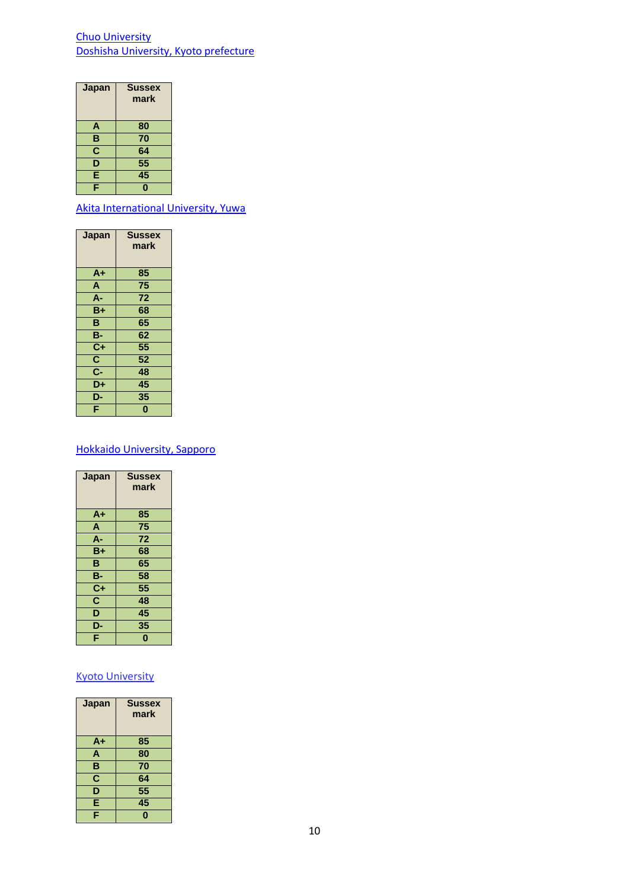Chuo University
Doshisha University, Kyoto prefecture

| Japan | Sussex mark |
|---|---|
| A | 80 |
| B | 70 |
| C | 64 |
| D | 55 |
| E | 45 |
| F | 0 |

Akita International University, Yuwa

| Japan | Sussex mark |
|---|---|
| A+ | 85 |
| A | 75 |
| A- | 72 |
| B+ | 68 |
| B | 65 |
| B- | 62 |
| C+ | 55 |
| C | 52 |
| C- | 48 |
| D+ | 45 |
| D- | 35 |
| F | 0 |

Hokkaido University, Sapporo

| Japan | Sussex mark |
|---|---|
| A+ | 85 |
| A | 75 |
| A- | 72 |
| B+ | 68 |
| B | 65 |
| B- | 58 |
| C+ | 55 |
| C | 48 |
| D | 45 |
| D- | 35 |
| F | 0 |

Kyoto University

| Japan | Sussex mark |
|---|---|
| A+ | 85 |
| A | 80 |
| B | 70 |
| C | 64 |
| D | 55 |
| E | 45 |
| F | 0 |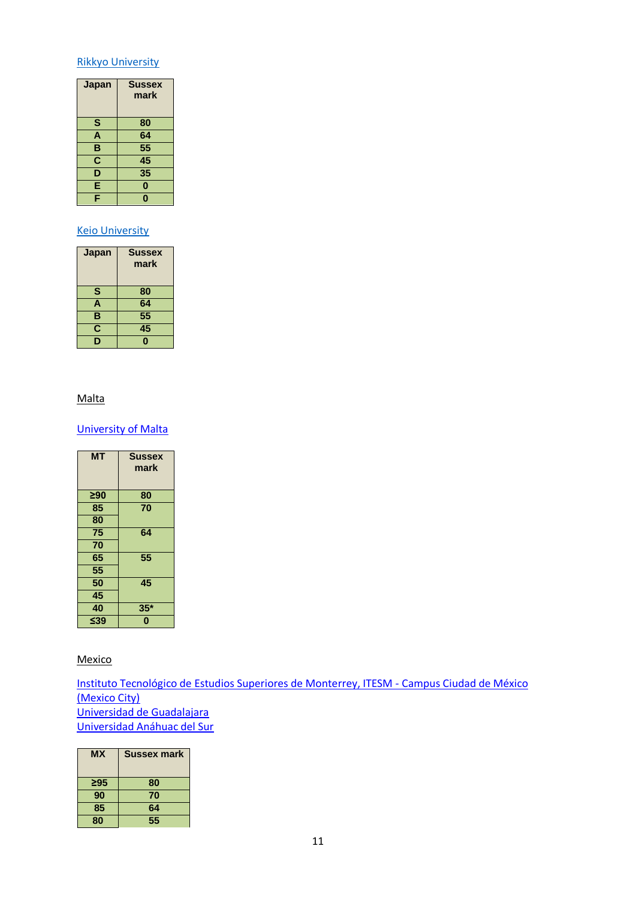Rikkyo University

| Japan | Sussex mark |
|---|---|
| S | 80 |
| A | 64 |
| B | 55 |
| C | 45 |
| D | 35 |
| E | 0 |
| F | 0 |

Keio University

| Japan | Sussex mark |
|---|---|
| S | 80 |
| A | 64 |
| B | 55 |
| C | 45 |
| D | 0 |

Malta

University of Malta

| MT | Sussex mark |
|---|---|
| ≥90 | 80 |
| 85 | 70 |
| 80 | |
| 75 | 64 |
| 70 | |
| 65 | 55 |
| 55 | |
| 50 | 45 |
| 45 | |
| 40 | 35* |
| ≤39 | 0 |

Mexico

Instituto Tecnológico de Estudios Superiores de Monterrey, ITESM - Campus Ciudad de México (Mexico City)
Universidad de Guadalajara
Universidad Anáhuac del Sur

| MX | Sussex mark |
|---|---|
| ≥95 | 80 |
| 90 | 70 |
| 85 | 64 |
| 80 | 55 |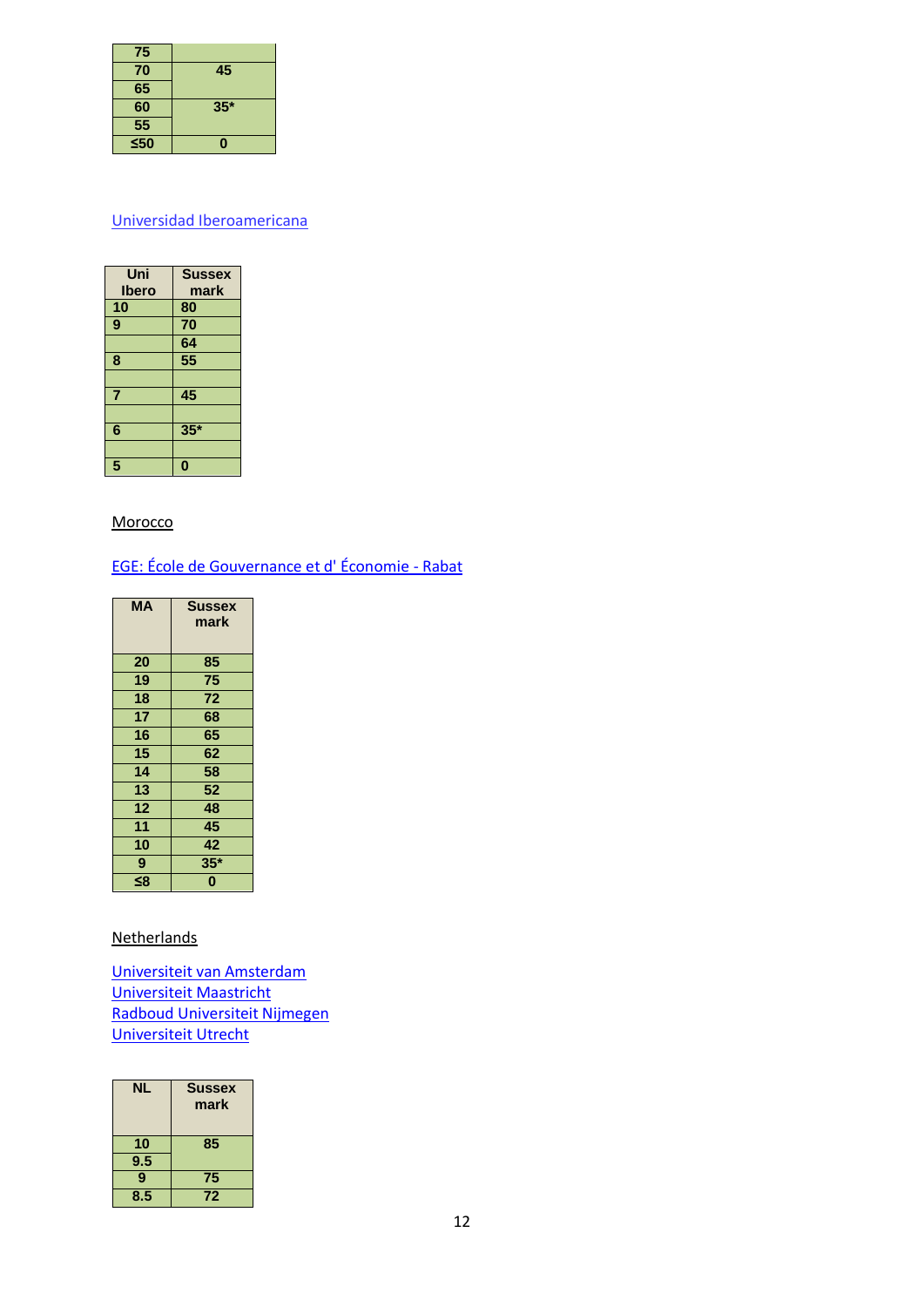| | |
|---|---|
| 75 | 45 |
| 70 | |
| 65 | |
| 60 | 35* |
| 55 | |
| ≤50 | 0 |

Universidad Iberoamericana

| Uni Ibero | Sussex mark |
|---|---|
| 10 | 80 |
| 9 | 70 |
| | 64 |
| 8 | 55 |
| | |
| 7 | 45 |
| | |
| 6 | 35* |
| | |
| 5 | 0 |

Morocco

EGE: École de Gouvernance et d' Économie - Rabat

| MA | Sussex mark |
|---|---|
| 20 | 85 |
| 19 | 75 |
| 18 | 72 |
| 17 | 68 |
| 16 | 65 |
| 15 | 62 |
| 14 | 58 |
| 13 | 52 |
| 12 | 48 |
| 11 | 45 |
| 10 | 42 |
| 9 | 35* |
| ≤8 | 0 |

Netherlands

Universiteit van Amsterdam
Universiteit Maastricht
Radboud Universiteit Nijmegen
Universiteit Utrecht

| NL | Sussex mark |
|---|---|
| 10 | 85 |
| 9.5 | |
| 9 | 75 |
| 8.5 | 72 |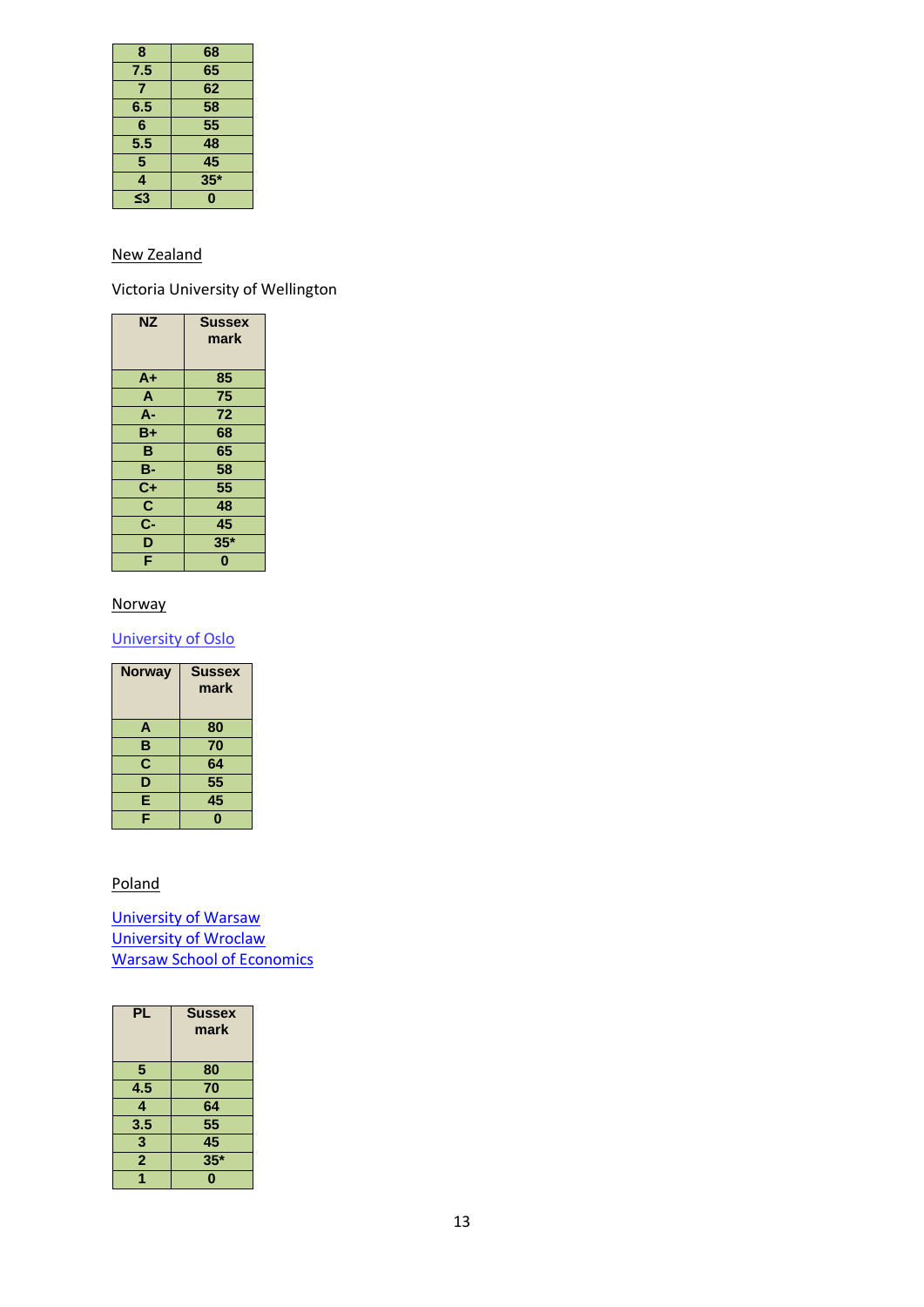| | |
|---|---|
| 8 | 68 |
| 7.5 | 65 |
| 7 | 62 |
| 6.5 | 58 |
| 6 | 55 |
| 5.5 | 48 |
| 5 | 45 |
| 4 | 35* |
| ≤3 | 0 |

New Zealand

Victoria University of Wellington

| NZ | Sussex mark |
|---|---|
| A+ | 85 |
| A | 75 |
| A- | 72 |
| B+ | 68 |
| B | 65 |
| B- | 58 |
| C+ | 55 |
| C | 48 |
| C- | 45 |
| D | 35* |
| F | 0 |

Norway

University of Oslo

| Norway | Sussex mark |
|---|---|
| A | 80 |
| B | 70 |
| C | 64 |
| D | 55 |
| E | 45 |
| F | 0 |

Poland

University of Warsaw
University of Wroclaw
Warsaw School of Economics

| PL | Sussex mark |
|---|---|
| 5 | 80 |
| 4.5 | 70 |
| 4 | 64 |
| 3.5 | 55 |
| 3 | 45 |
| 2 | 35* |
| 1 | 0 |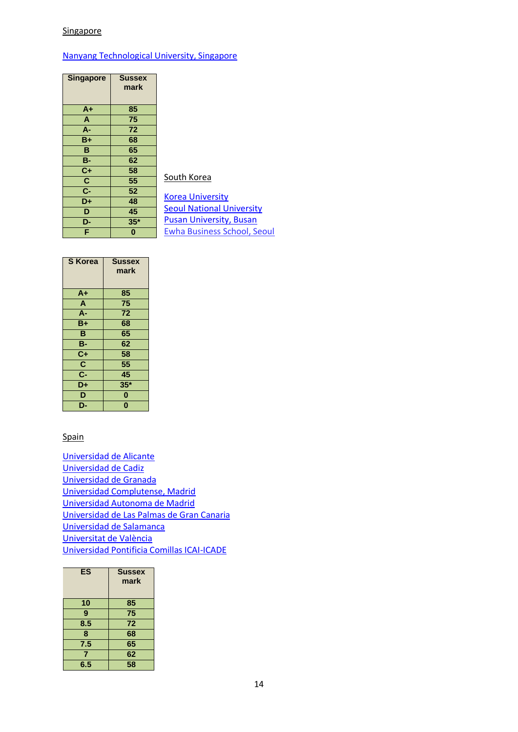Singapore

Nanyang Technological University, Singapore

| Singapore | Sussex mark |
|---|---|
| A+ | 85 |
| A | 75 |
| A- | 72 |
| B+ | 68 |
| B | 65 |
| B- | 62 |
| C+ | 58 |
| C | 55 |
| C- | 52 |
| D+ | 48 |
| D | 45 |
| D- | 35* |
| F | 0 |

South Korea

Korea University
Seoul National University
Pusan University, Busan
Ewha Business School, Seoul

| S Korea | Sussex mark |
|---|---|
| A+ | 85 |
| A | 75 |
| A- | 72 |
| B+ | 68 |
| B | 65 |
| B- | 62 |
| C+ | 58 |
| C | 55 |
| C- | 45 |
| D+ | 35* |
| D | 0 |
| D- | 0 |

Spain

Universidad de Alicante
Universidad de Cadiz
Universidad de Granada
Universidad Complutense, Madrid
Universidad Autonoma de Madrid
Universidad de Las Palmas de Gran Canaria
Universidad de Salamanca
Universitat de València
Universidad Pontificia Comillas ICAI-ICADE

| ES | Sussex mark |
|---|---|
| 10 | 85 |
| 9 | 75 |
| 8.5 | 72 |
| 8 | 68 |
| 7.5 | 65 |
| 7 | 62 |
| 6.5 | 58 |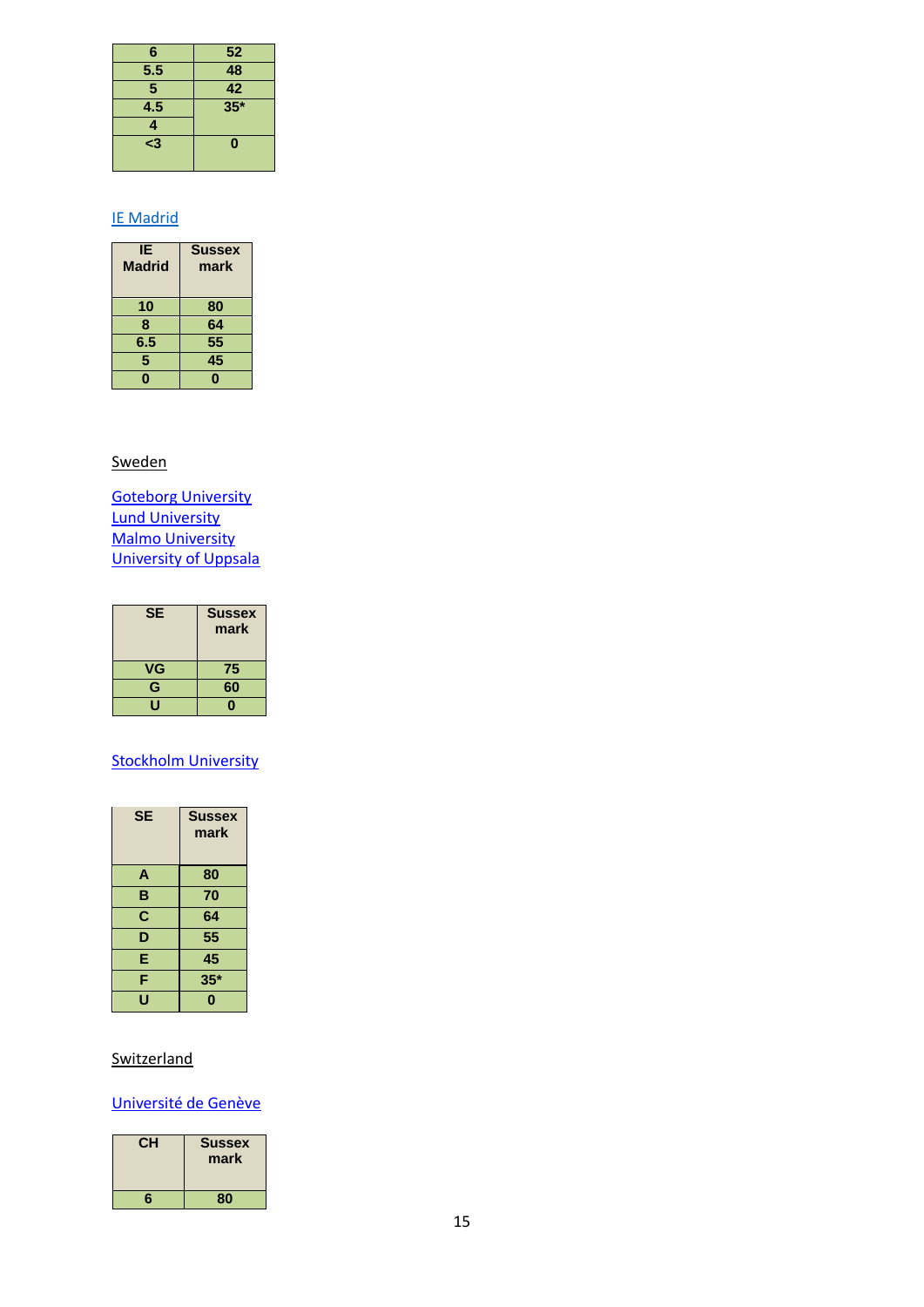| | |
|---|---|
| 6 | 52 |
| 5.5 | 48 |
| 5 | 42 |
| 4.5 | 35* |
| 4 | |
| <3 | 0 |

IE Madrid

| IE Madrid | Sussex mark |
|---|---|
| 10 | 80 |
| 8 | 64 |
| 6.5 | 55 |
| 5 | 45 |
| 0 | 0 |

Sweden

Goteborg University
Lund University
Malmo University
University of Uppsala

| SE | Sussex mark |
|---|---|
| VG | 75 |
| G | 60 |
| U | 0 |

Stockholm University

| SE | Sussex mark |
|---|---|
| A | 80 |
| B | 70 |
| C | 64 |
| D | 55 |
| E | 45 |
| F | 35* |
| U | 0 |

Switzerland

Université de Genève

| CH | Sussex mark |
|---|---|
| 6 | 80 |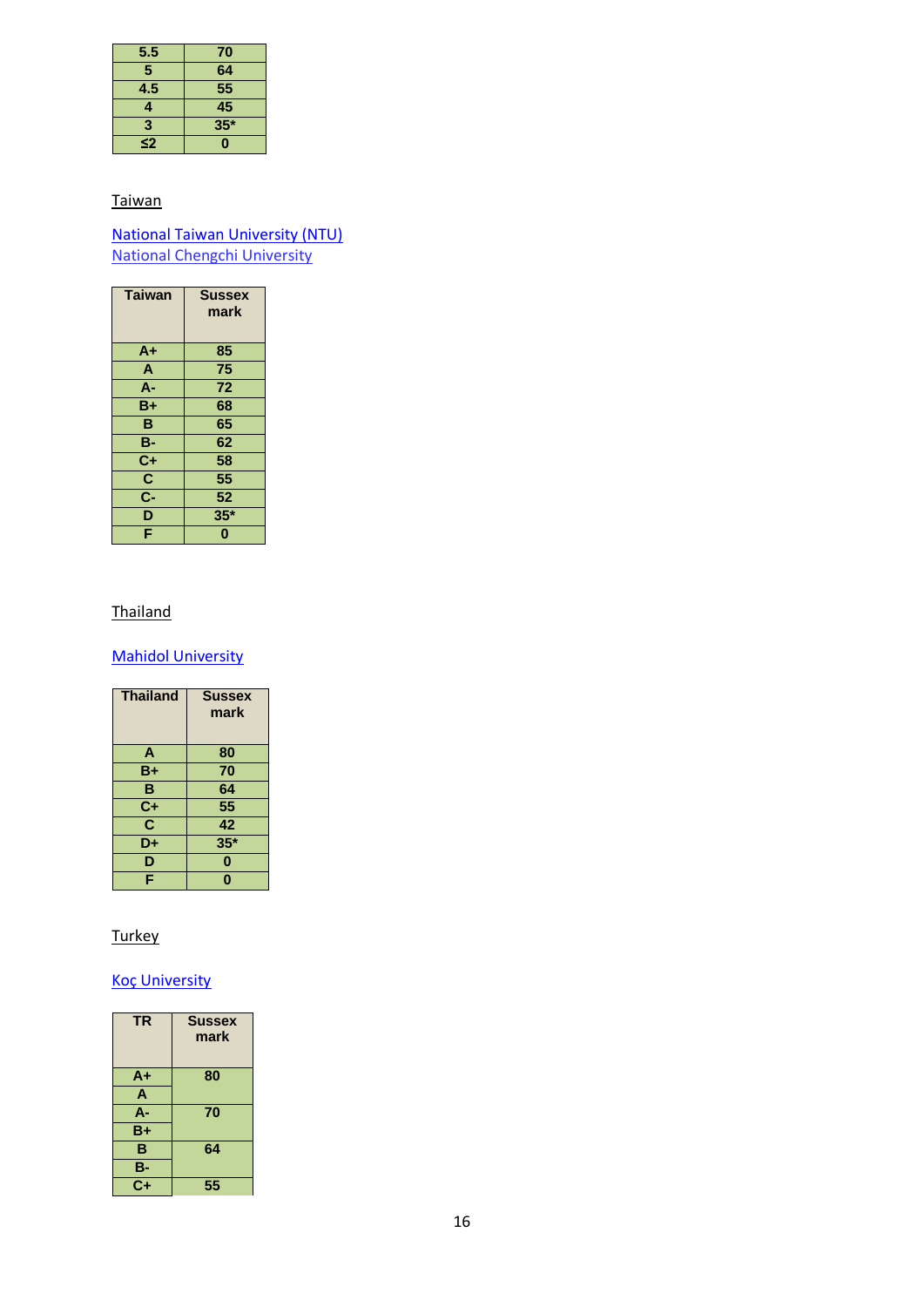| | |
|---|---|
| 5.5 | 70 |
| 5 | 64 |
| 4.5 | 55 |
| 4 | 45 |
| 3 | 35* |
| ≤2 | 0 |

Taiwan

National Taiwan University (NTU)
National Chengchi University

| Taiwan | Sussex mark |
|---|---|
| A+ | 85 |
| A | 75 |
| A- | 72 |
| B+ | 68 |
| B | 65 |
| B- | 62 |
| C+ | 58 |
| C | 55 |
| C- | 52 |
| D | 35* |
| F | 0 |

Thailand

Mahidol University

| Thailand | Sussex mark |
|---|---|
| A | 80 |
| B+ | 70 |
| B | 64 |
| C+ | 55 |
| C | 42 |
| D+ | 35* |
| D | 0 |
| F | 0 |

Turkey

Koç University

| TR | Sussex mark |
|---|---|
| A+ | 80 |
| A | |
| A- | 70 |
| B+ | |
| B | 64 |
| B- | |
| C+ | 55 |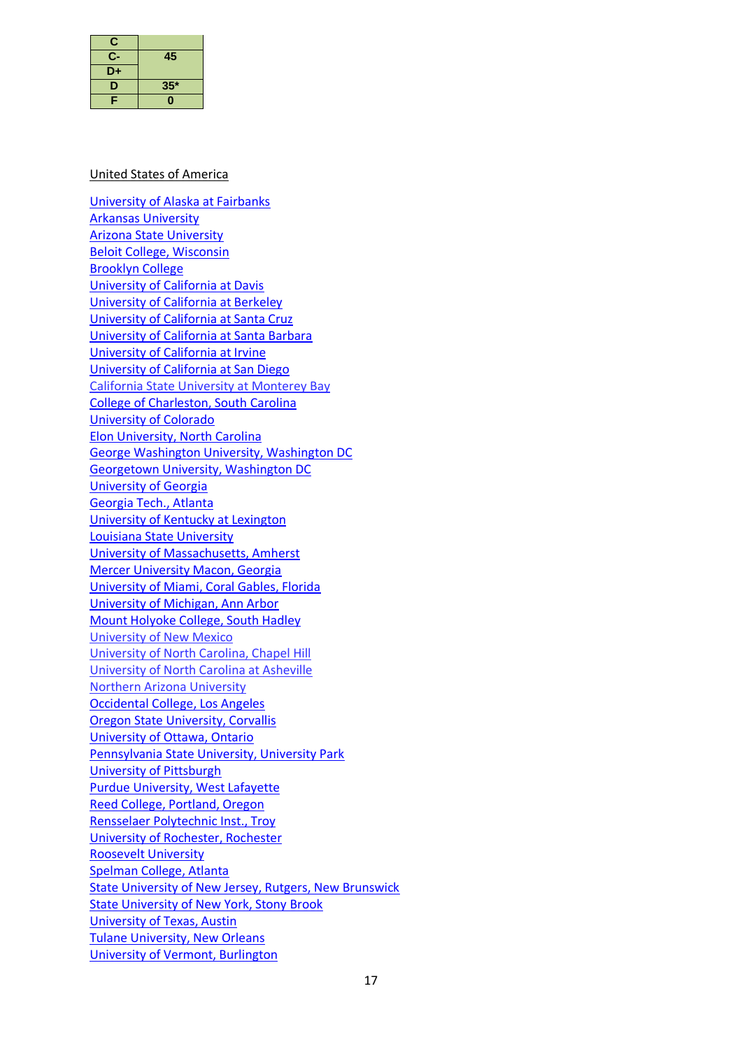| | |
|---|---|
| C | |
| C- | 45 |
| D+ | |
| D | 35* |
| F | 0 |

United States of America

University of Alaska at Fairbanks
Arkansas University
Arizona State University
Beloit College, Wisconsin
Brooklyn College
University of California at Davis
University of California at Berkeley
University of California at Santa Cruz
University of California at Santa Barbara
University of California at Irvine
University of California at San Diego
California State University at Monterey Bay
College of Charleston, South Carolina
University of Colorado
Elon University, North Carolina
George Washington University, Washington DC
Georgetown University, Washington DC
University of Georgia
Georgia Tech., Atlanta
University of Kentucky at Lexington
Louisiana State University
University of Massachusetts, Amherst
Mercer University Macon, Georgia
University of Miami, Coral Gables, Florida
University of Michigan, Ann Arbor
Mount Holyoke College, South Hadley
University of New Mexico
University of North Carolina, Chapel Hill
University of North Carolina at Asheville
Northern Arizona University
Occidental College, Los Angeles
Oregon State University, Corvallis
University of Ottawa, Ontario
Pennsylvania State University, University Park
University of Pittsburgh
Purdue University, West Lafayette
Reed College, Portland, Oregon
Rensselaer Polytechnic Inst., Troy
University of Rochester, Rochester
Roosevelt University
Spelman College, Atlanta
State University of New Jersey, Rutgers, New Brunswick
State University of New York, Stony Brook
University of Texas, Austin
Tulane University, New Orleans
University of Vermont, Burlington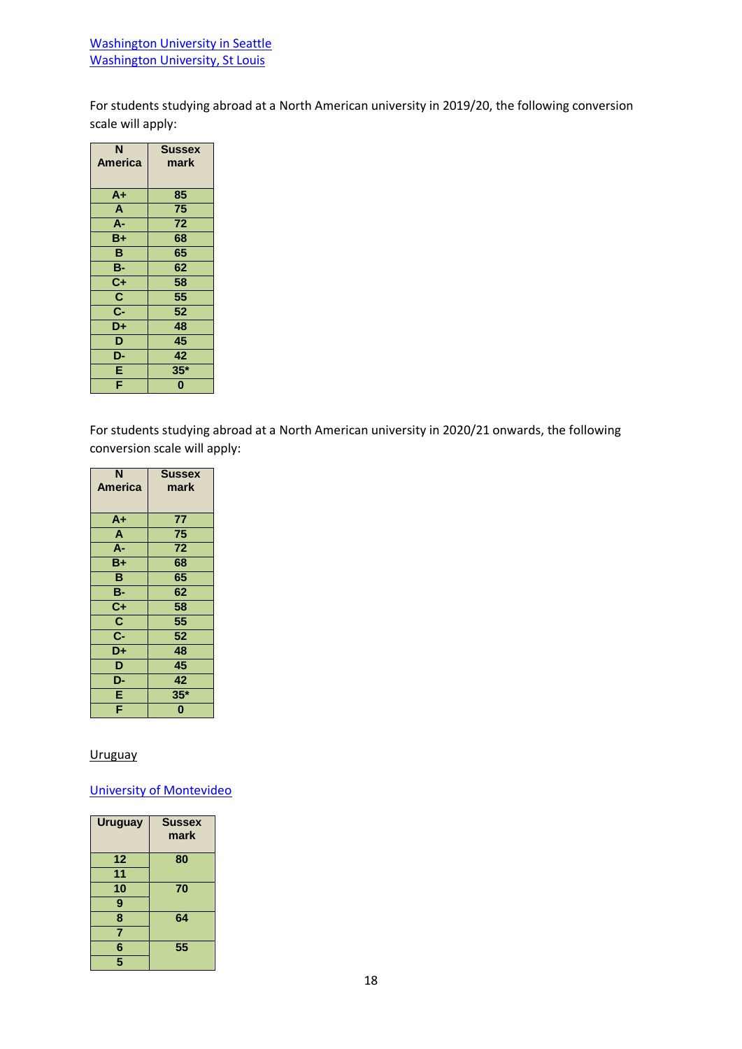[Washington University in Seattle](#)
[Washington University, St Louis](#)

For students studying abroad at a North American university in 2019/20, the following conversion scale will apply:

| N America | Sussex mark |
|---|---|
| A+ | 85 |
| A | 75 |
| A- | 72 |
| B+ | 68 |
| B | 65 |
| B- | 62 |
| C+ | 58 |
| C | 55 |
| C- | 52 |
| D+ | 48 |
| D | 45 |
| D- | 42 |
| E | 35* |
| F | 0 |

For students studying abroad at a North American university in 2020/21 onwards, the following conversion scale will apply:

| N America | Sussex mark |
|---|---|
| A+ | 77 |
| A | 75 |
| A- | 72 |
| B+ | 68 |
| B | 65 |
| B- | 62 |
| C+ | 58 |
| C | 55 |
| C- | 52 |
| D+ | 48 |
| D | 45 |
| D- | 42 |
| E | 35* |
| F | 0 |

Uruguay

[University of Montevideo](#)

| Uruguay | Sussex mark |
|---|---|
| 12 | 80 |
| 11 | |
| 10 | 70 |
| 9 | |
| 8 | 64 |
| 7 | |
| 6 | 55 |
| 5 | |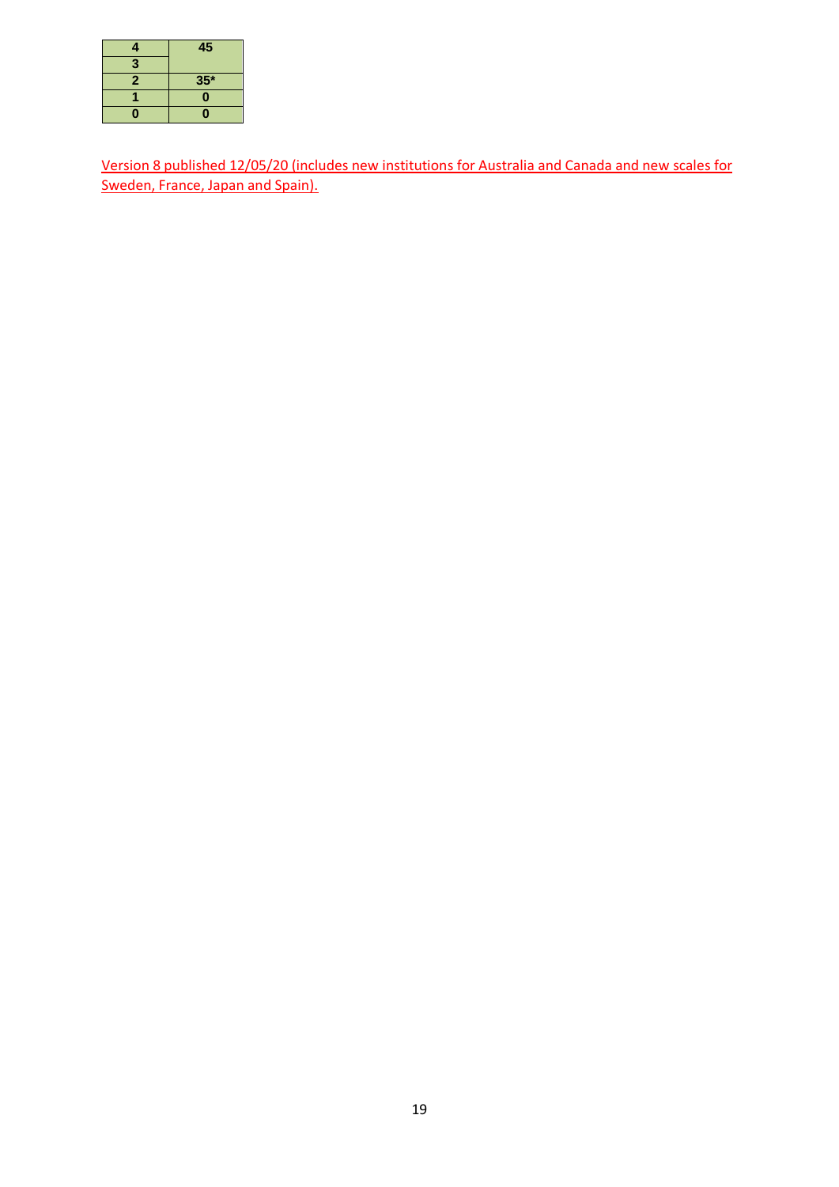| | |
|---|---|
| 4 | 45 |
| 3 | |
| 2 | 35* |
| 1 | 0 |
| 0 | 0 |

Version 8 published 12/05/20 (includes new institutions for Australia and Canada and new scales for Sweden, France, Japan and Spain).